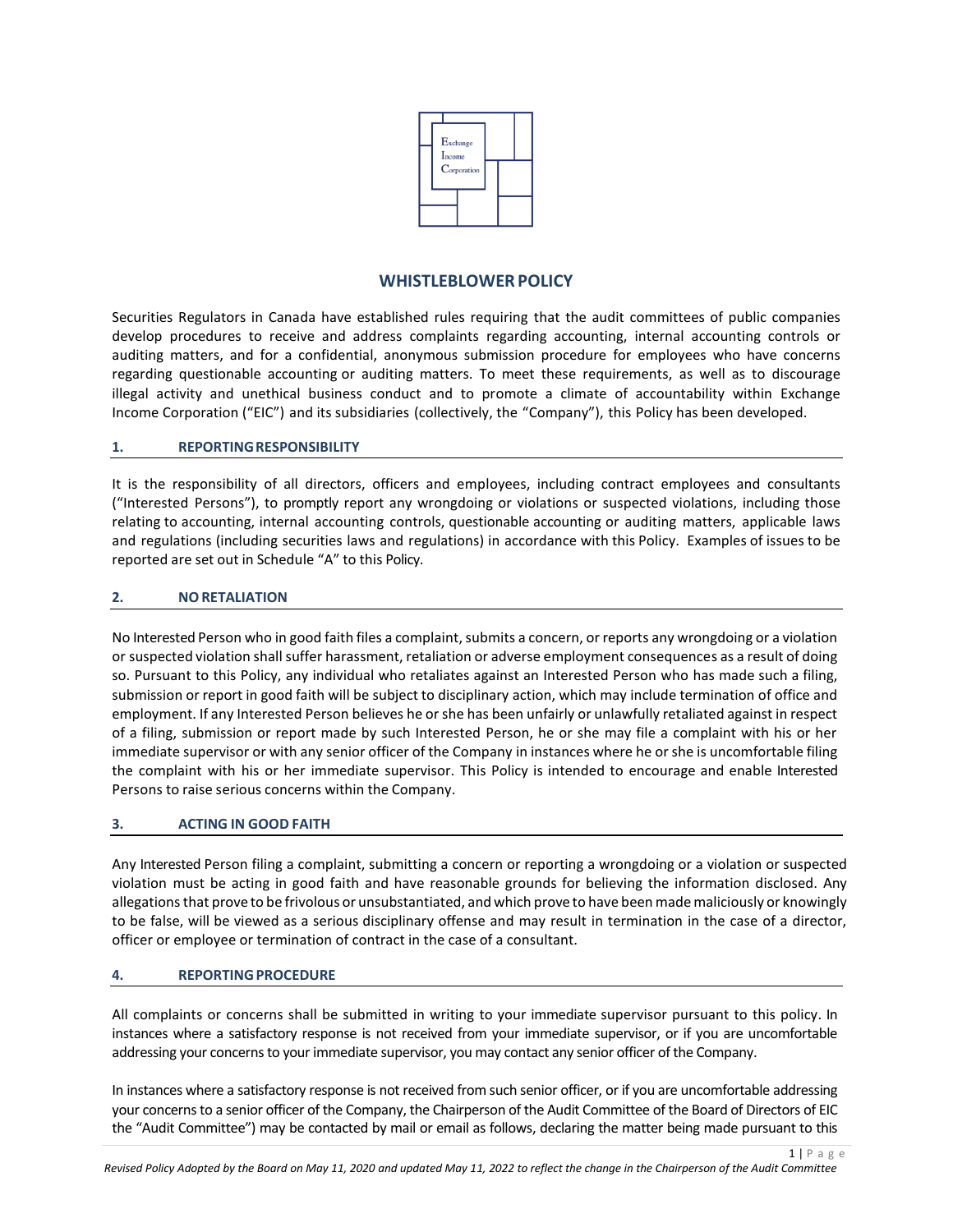# WHISTLEBLOWER POLICY

Securities Regulators in Canada have established rules requiring that the audit committees of public companies develop procedures to receive and address complaints regarding accounting, internal accounting controls or auditing matters, and for a confidential, anonymous submission procedure for employees who have concerns regarding questionable accounting or auditing matters. To meet these requirements, as well as to discourage illegal activity and unethical business conduct and to promote a climate of accountability within Exchange Income Corporation ("EIC") and its subsidiaries (collectively, the "Company"), this Policy has been developed.

## 1. REPORTING RESPONSIBILITY

It is the responsibility of all directors, officers and employees, including contract employees and consultants ("Interested Persons"), to promptly report any wrongdoing or violations or suspected violations, including those relating to accounting, internal accounting controls, questionable accounting or auditing matters, applicable laws and regulations (including securities laws and regulations) in accordance with this Policy. Examples of issues to be reported are set out in Schedule "A" to this Policy.

## 2. NO RETALIATION

No Interested Person who in good faith files a complaint, submits a concern, or reports any wrongdoing or a violation or suspected violation shall suffer harassment, retaliation or adverse employment consequences as a result of doing so. Pursuant to this Policy, any individual who retaliates against an Interested Person who has made such a filing, submission or report in good faith will be subject to disciplinary action, which may include termination of office and employment. If any Interested Person believes he or she has been unfairly or unlawfully retaliated against in respect of a filing, submission or report made by such Interested Person, he or she may file a complaint with his or her immediate supervisor or with any senior officer of the Company in instances where he or she is uncomfortable filing the complaint with his or her immediate supervisor. This Policy is intended to encourage and enable Interested Persons to raise serious concerns within the Company.

## 3. ACTING IN GOOD FAITH

Any Interested Person filing a complaint, submitting a concern or reporting a wrongdoing or a violation or suspected violation must be acting in good faith and have reasonable grounds for believing the information disclosed. Any allegations that prove to be frivolous or unsubstantiated, and which prove to have been made maliciously or knowingly to be false, will be viewed as a serious disciplinary offense and may result in termination in the case of a director, officer or employee or termination of contract in the case of a consultant.

## 4. REPORTING PROCEDURE

All complaints or concerns shall be submitted in writing to your immediate supervisor pursuant to this policy. In instances where a satisfactory response is not received from your immediate supervisor, or if you are uncomfortable addressing your concerns to your immediate supervisor, you may contact any senior officer of the Company.

In instances where a satisfactory response is not received from such senior officer, or if you are uncomfortable addressing your concerns to a senior officer of the Company, the Chairperson of the Audit Committee of the Board of Directors of EIC the "Audit Committee") may be contacted by mail or email as follows, declaring the matter being made pursuant to this

*Revised Policy Adopted by the Board on May 11, 2020 and updated May 11, 2022 to reflect the change in the Chairperson of the Audit Committee*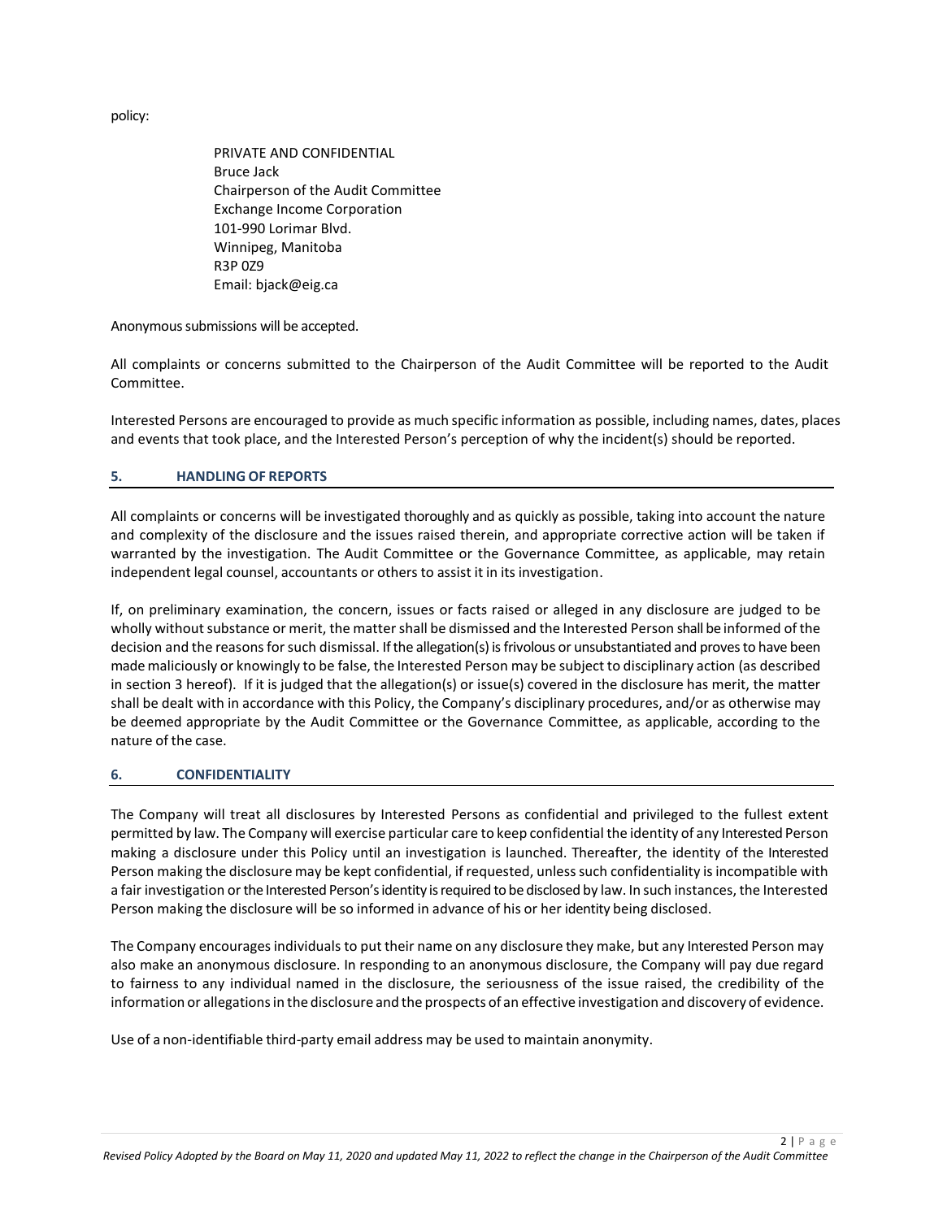policy:

> PRIVATE AND CONFIDENTIAL
> Bruce Jack
> Chairperson of the Audit Committee
> Exchange Income Corporation
> 101-990 Lorimar Blvd.
> Winnipeg, Manitoba
> R3P 0Z9
> Email: bjack@eig.ca

Anonymous submissions will be accepted.

All complaints or concerns submitted to the Chairperson of the Audit Committee will be reported to the Audit Committee.

Interested Persons are encouraged to provide as much specific information as possible, including names, dates, places and events that took place, and the Interested Person's perception of why the incident(s) should be reported.

## 5. HANDLING OF REPORTS

All complaints or concerns will be investigated thoroughly and as quickly as possible, taking into account the nature and complexity of the disclosure and the issues raised therein, and appropriate corrective action will be taken if warranted by the investigation. The Audit Committee or the Governance Committee, as applicable, may retain independent legal counsel, accountants or others to assist it in its investigation.

If, on preliminary examination, the concern, issues or facts raised or alleged in any disclosure are judged to be wholly without substance or merit, the matter shall be dismissed and the Interested Person shall be informed of the decision and the reasons for such dismissal. If the allegation(s) is frivolous or unsubstantiated and proves to have been made maliciously or knowingly to be false, the Interested Person may be subject to disciplinary action (as described in section 3 hereof). If it is judged that the allegation(s) or issue(s) covered in the disclosure has merit, the matter shall be dealt with in accordance with this Policy, the Company's disciplinary procedures, and/or as otherwise may be deemed appropriate by the Audit Committee or the Governance Committee, as applicable, according to the nature of the case.

## 6. CONFIDENTIALITY

The Company will treat all disclosures by Interested Persons as confidential and privileged to the fullest extent permitted by law. The Company will exercise particular care to keep confidential the identity of any Interested Person making a disclosure under this Policy until an investigation is launched. Thereafter, the identity of the Interested Person making the disclosure may be kept confidential, if requested, unless such confidentiality is incompatible with a fair investigation or the Interested Person's identity is required to be disclosed by law. In such instances, the Interested Person making the disclosure will be so informed in advance of his or her identity being disclosed.

The Company encourages individuals to put their name on any disclosure they make, but any Interested Person may also make an anonymous disclosure. In responding to an anonymous disclosure, the Company will pay due regard to fairness to any individual named in the disclosure, the seriousness of the issue raised, the credibility of the information or allegations in the disclosure and the prospects of an effective investigation and discovery of evidence.

Use of a non-identifiable third-party email address may be used to maintain anonymity.

*Revised Policy Adopted by the Board on May 11, 2020 and updated May 11, 2022 to reflect the change in the Chairperson of the Audit Committee*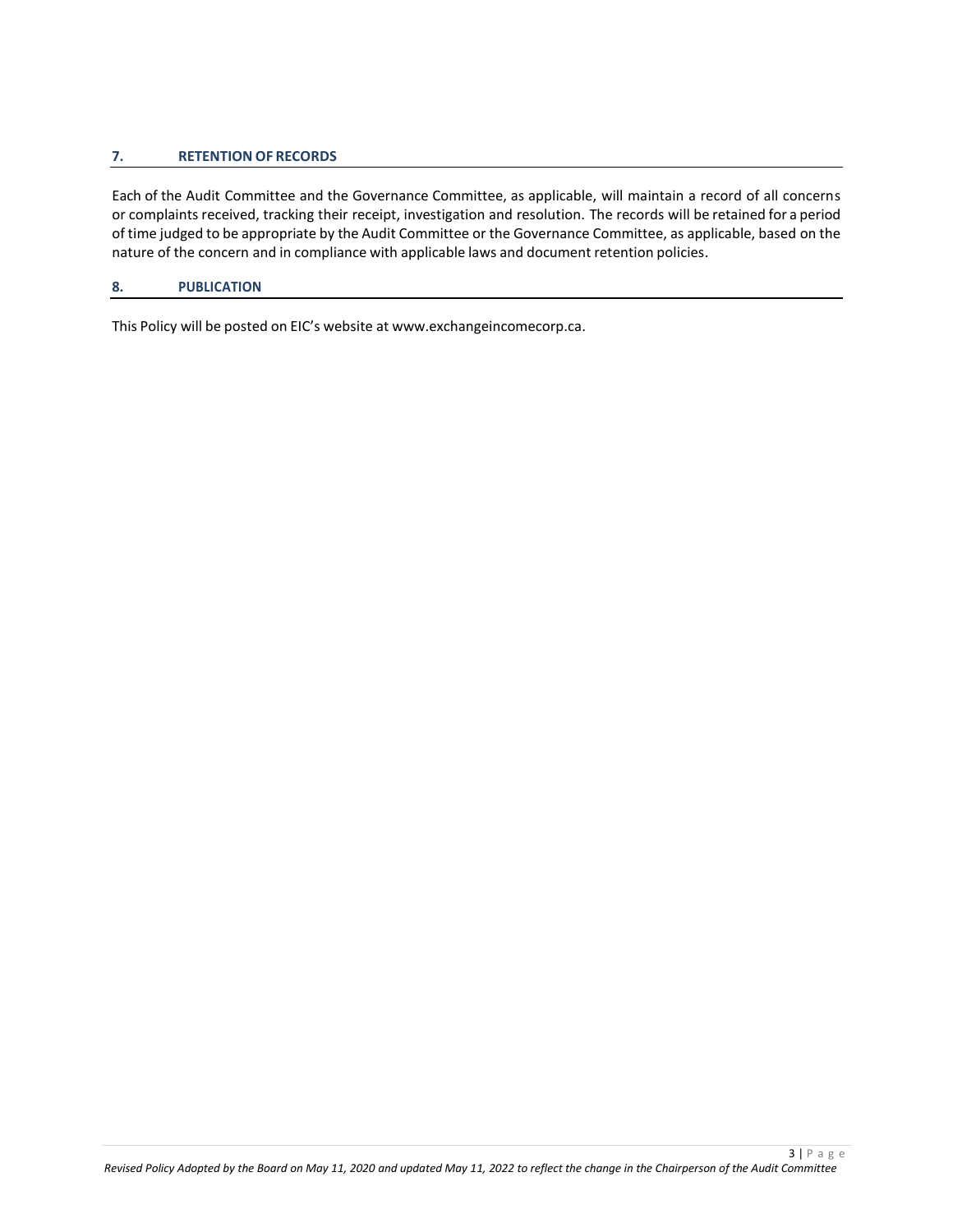## 7. RETENTION OF RECORDS

Each of the Audit Committee and the Governance Committee, as applicable, will maintain a record of all concerns or complaints received, tracking their receipt, investigation and resolution. The records will be retained for a period of time judged to be appropriate by the Audit Committee or the Governance Committee, as applicable, based on the nature of the concern and in compliance with applicable laws and document retention policies.

## 8. PUBLICATION

This Policy will be posted on EIC's website at www.exchangeincomecorp.ca.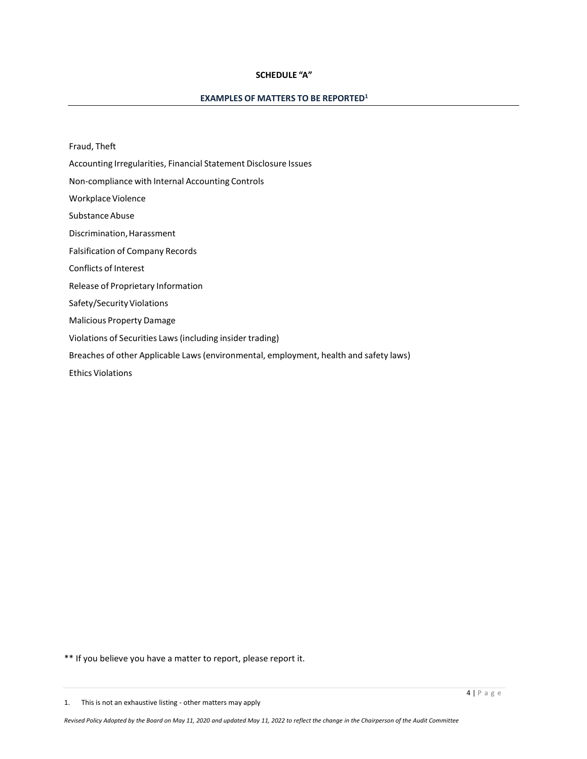## SCHEDULE "A"

### EXAMPLES OF MATTERS TO BE REPORTED[1]

Fraud, Theft

Accounting Irregularities, Financial Statement Disclosure Issues

Non-compliance with Internal Accounting Controls

Workplace Violence

Substance Abuse

Discrimination, Harassment

Falsification of Company Records

Conflicts of Interest

Release of Proprietary Information

Safety/Security Violations

Malicious Property Damage

Violations of Securities Laws (including insider trading)

Breaches of other Applicable Laws (environmental, employment, health and safety laws)

Ethics Violations

** If you believe you have a matter to report, please report it.

---

1. This is not an exhaustive listing - other matters may apply